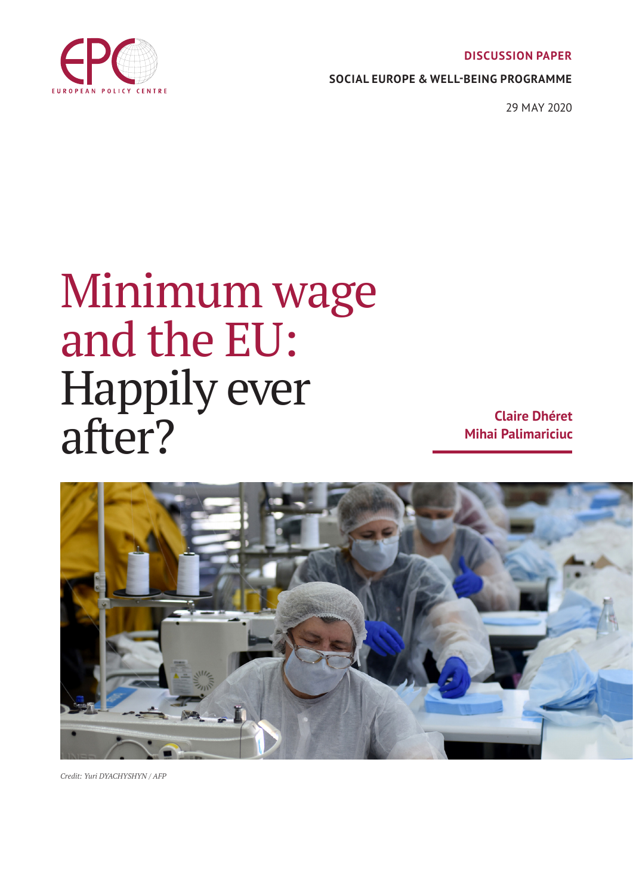EUROPEAN POLICY CENTRE

**DISCUSSION PAPER**

**SOCIAL EUROPE & WELL-BEING PROGRAMME**

29 MAY 2020

# Minimum wage and the EU: Happily ever after?

**Claire Dhéret**
**Mihai Palimariciuc**

*Credit: Yuri DYACHYSHYN / AFP*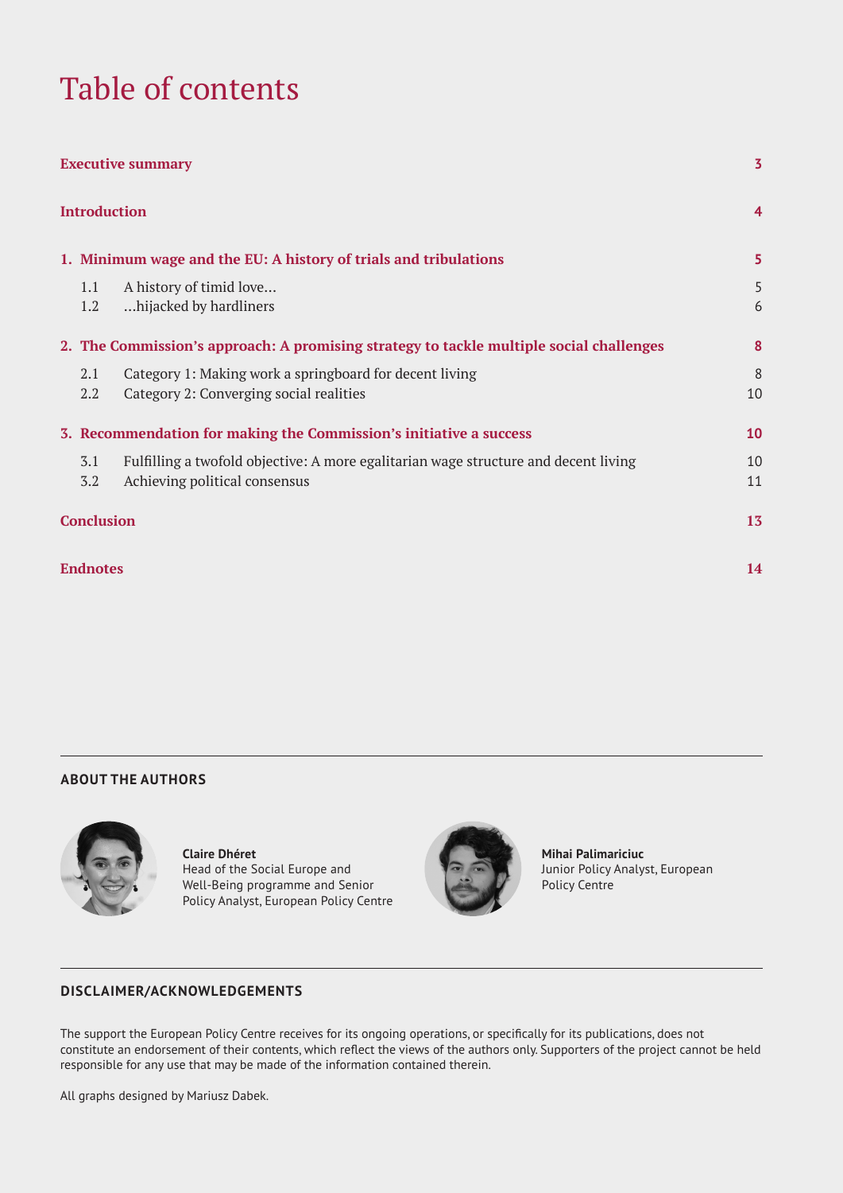# Table of contents

| | |
|---|---|
| **Executive summary** | **3** |
| **Introduction** | **4** |
| **1. Minimum wage and the EU: A history of trials and tribulations** | **5** |
| 1.1 A history of timid love… | 5 |
| 1.2 …hijacked by hardliners | 6 |
| **2. The Commission's approach: A promising strategy to tackle multiple social challenges** | **8** |
| 2.1 Category 1: Making work a springboard for decent living | 8 |
| 2.2 Category 2: Converging social realities | 10 |
| **3. Recommendation for making the Commission's initiative a success** | **10** |
| 3.1 Fulfilling a twofold objective: A more egalitarian wage structure and decent living | 10 |
| 3.2 Achieving political consensus | 11 |
| **Conclusion** | **13** |
| **Endnotes** | **14** |

## ABOUT THE AUTHORS

**Claire Dhéret**
Head of the Social Europe and Well-Being programme and Senior Policy Analyst, European Policy Centre

**Mihai Palimariciuc**
Junior Policy Analyst, European Policy Centre

## DISCLAIMER/ACKNOWLEDGEMENTS

The support the European Policy Centre receives for its ongoing operations, or specifically for its publications, does not constitute an endorsement of their contents, which reflect the views of the authors only. Supporters of the project cannot be held responsible for any use that may be made of the information contained therein.

All graphs designed by Mariusz Dabek.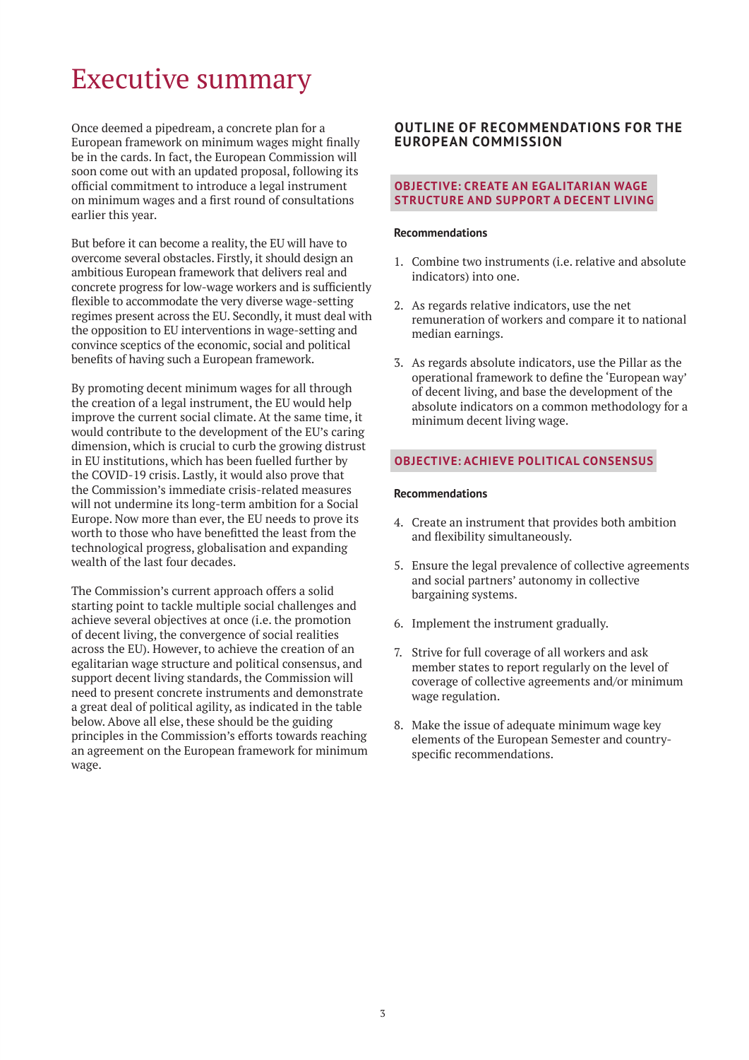# Executive summary

Once deemed a pipedream, a concrete plan for a European framework on minimum wages might finally be in the cards. In fact, the European Commission will soon come out with an updated proposal, following its official commitment to introduce a legal instrument on minimum wages and a first round of consultations earlier this year.

But before it can become a reality, the EU will have to overcome several obstacles. Firstly, it should design an ambitious European framework that delivers real and concrete progress for low-wage workers and is sufficiently flexible to accommodate the very diverse wage-setting regimes present across the EU. Secondly, it must deal with the opposition to EU interventions in wage-setting and convince sceptics of the economic, social and political benefits of having such a European framework.

By promoting decent minimum wages for all through the creation of a legal instrument, the EU would help improve the current social climate. At the same time, it would contribute to the development of the EU's caring dimension, which is crucial to curb the growing distrust in EU institutions, which has been fuelled further by the COVID-19 crisis. Lastly, it would also prove that the Commission's immediate crisis-related measures will not undermine its long-term ambition for a Social Europe. Now more than ever, the EU needs to prove its worth to those who have benefitted the least from the technological progress, globalisation and expanding wealth of the last four decades.

The Commission's current approach offers a solid starting point to tackle multiple social challenges and achieve several objectives at once (i.e. the promotion of decent living, the convergence of social realities across the EU). However, to achieve the creation of an egalitarian wage structure and political consensus, and support decent living standards, the Commission will need to present concrete instruments and demonstrate a great deal of political agility, as indicated in the table below. Above all else, these should be the guiding principles in the Commission's efforts towards reaching an agreement on the European framework for minimum wage.

## OUTLINE OF RECOMMENDATIONS FOR THE EUROPEAN COMMISSION

### OBJECTIVE: CREATE AN EGALITARIAN WAGE STRUCTURE AND SUPPORT A DECENT LIVING

**Recommendations**

1. Combine two instruments (i.e. relative and absolute indicators) into one.
2. As regards relative indicators, use the net remuneration of workers and compare it to national median earnings.
3. As regards absolute indicators, use the Pillar as the operational framework to define the 'European way' of decent living, and base the development of the absolute indicators on a common methodology for a minimum decent living wage.

### OBJECTIVE: ACHIEVE POLITICAL CONSENSUS

**Recommendations**

4. Create an instrument that provides both ambition and flexibility simultaneously.
5. Ensure the legal prevalence of collective agreements and social partners' autonomy in collective bargaining systems.
6. Implement the instrument gradually.
7. Strive for full coverage of all workers and ask member states to report regularly on the level of coverage of collective agreements and/or minimum wage regulation.
8. Make the issue of adequate minimum wage key elements of the European Semester and country-specific recommendations.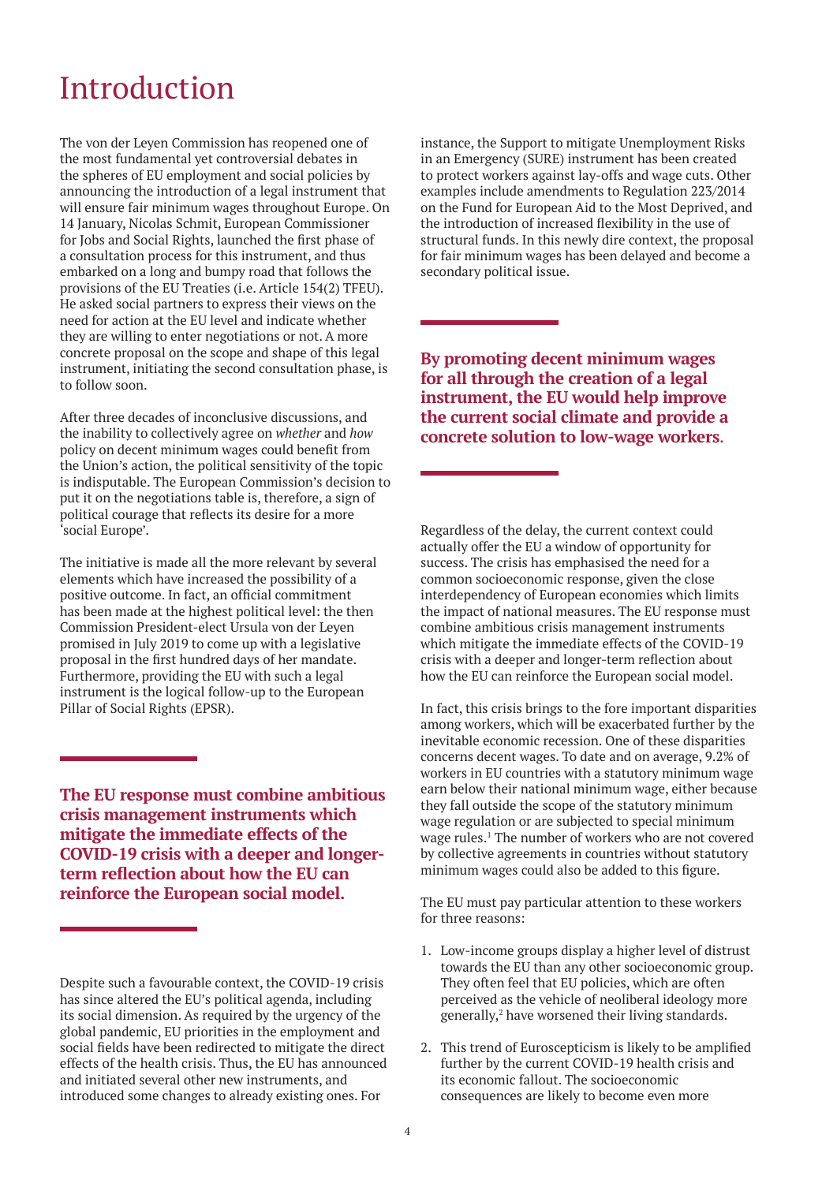# Introduction

The von der Leyen Commission has reopened one of the most fundamental yet controversial debates in the spheres of EU employment and social policies by announcing the introduction of a legal instrument that will ensure fair minimum wages throughout Europe. On 14 January, Nicolas Schmit, European Commissioner for Jobs and Social Rights, launched the first phase of a consultation process for this instrument, and thus embarked on a long and bumpy road that follows the provisions of the EU Treaties (i.e. Article 154(2) TFEU). He asked social partners to express their views on the need for action at the EU level and indicate whether they are willing to enter negotiations or not. A more concrete proposal on the scope and shape of this legal instrument, initiating the second consultation phase, is to follow soon.

After three decades of inconclusive discussions, and the inability to collectively agree on *whether* and *how* policy on decent minimum wages could benefit from the Union's action, the political sensitivity of the topic is indisputable. The European Commission's decision to put it on the negotiations table is, therefore, a sign of political courage that reflects its desire for a more 'social Europe'.

The initiative is made all the more relevant by several elements which have increased the possibility of a positive outcome. In fact, an official commitment has been made at the highest political level: the then Commission President-elect Ursula von der Leyen promised in July 2019 to come up with a legislative proposal in the first hundred days of her mandate. Furthermore, providing the EU with such a legal instrument is the logical follow-up to the European Pillar of Social Rights (EPSR).

**The EU response must combine ambitious crisis management instruments which mitigate the immediate effects of the COVID-19 crisis with a deeper and longer-term reflection about how the EU can reinforce the European social model.**

Despite such a favourable context, the COVID-19 crisis has since altered the EU's political agenda, including its social dimension. As required by the urgency of the global pandemic, EU priorities in the employment and social fields have been redirected to mitigate the direct effects of the health crisis. Thus, the EU has announced and initiated several other new instruments, and introduced some changes to already existing ones. For instance, the Support to mitigate Unemployment Risks in an Emergency (SURE) instrument has been created to protect workers against lay-offs and wage cuts. Other examples include amendments to Regulation 223/2014 on the Fund for European Aid to the Most Deprived, and the introduction of increased flexibility in the use of structural funds. In this newly dire context, the proposal for fair minimum wages has been delayed and become a secondary political issue.

**By promoting decent minimum wages for all through the creation of a legal instrument, the EU would help improve the current social climate and provide a concrete solution to low-wage workers.**

Regardless of the delay, the current context could actually offer the EU a window of opportunity for success. The crisis has emphasised the need for a common socioeconomic response, given the close interdependency of European economies which limits the impact of national measures. The EU response must combine ambitious crisis management instruments which mitigate the immediate effects of the COVID-19 crisis with a deeper and longer-term reflection about how the EU can reinforce the European social model.

In fact, this crisis brings to the fore important disparities among workers, which will be exacerbated further by the inevitable economic recession. One of these disparities concerns decent wages. To date and on average, 9.2% of workers in EU countries with a statutory minimum wage earn below their national minimum wage, either because they fall outside the scope of the statutory minimum wage regulation or are subjected to special minimum wage rules.[1] The number of workers who are not covered by collective agreements in countries without statutory minimum wages could also be added to this figure.

The EU must pay particular attention to these workers for three reasons:

1. Low-income groups display a higher level of distrust towards the EU than any other socioeconomic group. They often feel that EU policies, which are often perceived as the vehicle of neoliberal ideology more generally,[2] have worsened their living standards.

2. This trend of Euroscepticism is likely to be amplified further by the current COVID-19 health crisis and its economic fallout. The socioeconomic consequences are likely to become even more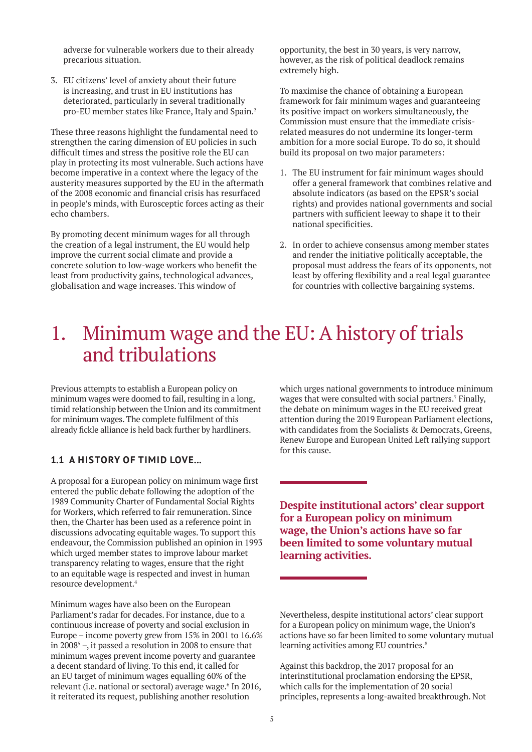adverse for vulnerable workers due to their already precarious situation.

3. EU citizens' level of anxiety about their future is increasing, and trust in EU institutions has deteriorated, particularly in several traditionally pro-EU member states like France, Italy and Spain.[3]

These three reasons highlight the fundamental need to strengthen the caring dimension of EU policies in such difficult times and stress the positive role the EU can play in protecting its most vulnerable. Such actions have become imperative in a context where the legacy of the austerity measures supported by the EU in the aftermath of the 2008 economic and financial crisis has resurfaced in people's minds, with Eurosceptic forces acting as their echo chambers.

By promoting decent minimum wages for all through the creation of a legal instrument, the EU would help improve the current social climate and provide a concrete solution to low-wage workers who benefit the least from productivity gains, technological advances, globalisation and wage increases. This window of opportunity, the best in 30 years, is very narrow, however, as the risk of political deadlock remains extremely high.

To maximise the chance of obtaining a European framework for fair minimum wages and guaranteeing its positive impact on workers simultaneously, the Commission must ensure that the immediate crisis-related measures do not undermine its longer-term ambition for a more social Europe. To do so, it should build its proposal on two major parameters:

1. The EU instrument for fair minimum wages should offer a general framework that combines relative and absolute indicators (as based on the EPSR's social rights) and provides national governments and social partners with sufficient leeway to shape it to their national specificities.

2. In order to achieve consensus among member states and render the initiative politically acceptable, the proposal must address the fears of its opponents, not least by offering flexibility and a real legal guarantee for countries with collective bargaining systems.

# 1. Minimum wage and the EU: A history of trials and tribulations

Previous attempts to establish a European policy on minimum wages were doomed to fail, resulting in a long, timid relationship between the Union and its commitment for minimum wages. The complete fulfilment of this already fickle alliance is held back further by hardliners.

### 1.1 A HISTORY OF TIMID LOVE…

A proposal for a European policy on minimum wage first entered the public debate following the adoption of the 1989 Community Charter of Fundamental Social Rights for Workers, which referred to fair remuneration. Since then, the Charter has been used as a reference point in discussions advocating equitable wages. To support this endeavour, the Commission published an opinion in 1993 which urged member states to improve labour market transparency relating to wages, ensure that the right to an equitable wage is respected and invest in human resource development.[4]

Minimum wages have also been on the European Parliament's radar for decades. For instance, due to a continuous increase of poverty and social exclusion in Europe – income poverty grew from 15% in 2001 to 16.6% in 2008[5] –, it passed a resolution in 2008 to ensure that minimum wages prevent income poverty and guarantee a decent standard of living. To this end, it called for an EU target of minimum wages equalling 60% of the relevant (i.e. national or sectoral) average wage.[6] In 2016, it reiterated its request, publishing another resolution which urges national governments to introduce minimum wages that were consulted with social partners.[7] Finally, the debate on minimum wages in the EU received great attention during the 2019 European Parliament elections, with candidates from the Socialists & Democrats, Greens, Renew Europe and European United Left rallying support for this cause.

**Despite institutional actors' clear support for a European policy on minimum wage, the Union's actions have so far been limited to some voluntary mutual learning activities.**

Nevertheless, despite institutional actors' clear support for a European policy on minimum wage, the Union's actions have so far been limited to some voluntary mutual learning activities among EU countries.[8]

Against this backdrop, the 2017 proposal for an interinstitutional proclamation endorsing the EPSR, which calls for the implementation of 20 social principles, represents a long-awaited breakthrough. Not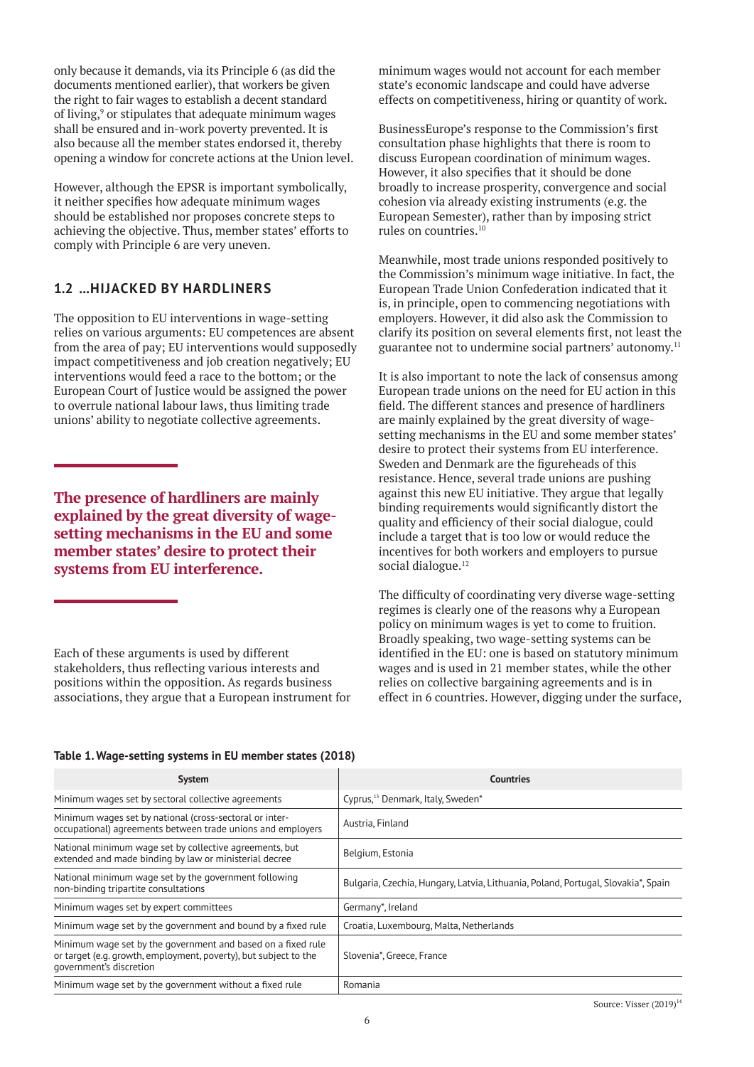only because it demands, via its Principle 6 (as did the documents mentioned earlier), that workers be given the right to fair wages to establish a decent standard of living,[9] or stipulates that adequate minimum wages shall be ensured and in-work poverty prevented. It is also because all the member states endorsed it, thereby opening a window for concrete actions at the Union level.

However, although the EPSR is important symbolically, it neither specifies how adequate minimum wages should be established nor proposes concrete steps to achieving the objective. Thus, member states' efforts to comply with Principle 6 are very uneven.

### 1.2 ...HIJACKED BY HARDLINERS

The opposition to EU interventions in wage-setting relies on various arguments: EU competences are absent from the area of pay; EU interventions would supposedly impact competitiveness and job creation negatively; EU interventions would feed a race to the bottom; or the European Court of Justice would be assigned the power to overrule national labour laws, thus limiting trade unions' ability to negotiate collective agreements.

**The presence of hardliners are mainly explained by the great diversity of wage-setting mechanisms in the EU and some member states' desire to protect their systems from EU interference.**

Each of these arguments is used by different stakeholders, thus reflecting various interests and positions within the opposition. As regards business associations, they argue that a European instrument for minimum wages would not account for each member state's economic landscape and could have adverse effects on competitiveness, hiring or quantity of work.

BusinessEurope's response to the Commission's first consultation phase highlights that there is room to discuss European coordination of minimum wages. However, it also specifies that it should be done broadly to increase prosperity, convergence and social cohesion via already existing instruments (e.g. the European Semester), rather than by imposing strict rules on countries.[10]

Meanwhile, most trade unions responded positively to the Commission's minimum wage initiative. In fact, the European Trade Union Confederation indicated that it is, in principle, open to commencing negotiations with employers. However, it did also ask the Commission to clarify its position on several elements first, not least the guarantee not to undermine social partners' autonomy.[11]

It is also important to note the lack of consensus among European trade unions on the need for EU action in this field. The different stances and presence of hardliners are mainly explained by the great diversity of wage-setting mechanisms in the EU and some member states' desire to protect their systems from EU interference. Sweden and Denmark are the figureheads of this resistance. Hence, several trade unions are pushing against this new EU initiative. They argue that legally binding requirements would significantly distort the quality and efficiency of their social dialogue, could include a target that is too low or would reduce the incentives for both workers and employers to pursue social dialogue.[12]

The difficulty of coordinating very diverse wage-setting regimes is clearly one of the reasons why a European policy on minimum wages is yet to come to fruition. Broadly speaking, two wage-setting systems can be identified in the EU: one is based on statutory minimum wages and is used in 21 member states, while the other relies on collective bargaining agreements and is in effect in 6 countries. However, digging under the surface,

**Table 1. Wage-setting systems in EU member states (2018)**

| System | Countries |
|---|---|
| Minimum wages set by sectoral collective agreements | Cyprus,[13] Denmark, Italy, Sweden* |
| Minimum wages set by national (cross-sectoral or inter-occupational) agreements between trade unions and employers | Austria, Finland |
| National minimum wage set by collective agreements, but extended and made binding by law or ministerial decree | Belgium, Estonia |
| National minimum wage set by the government following non-binding tripartite consultations | Bulgaria, Czechia, Hungary, Latvia, Lithuania, Poland, Portugal, Slovakia*, Spain |
| Minimum wages set by expert committees | Germany*, Ireland |
| Minimum wage set by the government and bound by a fixed rule | Croatia, Luxembourg, Malta, Netherlands |
| Minimum wage set by the government and based on a fixed rule or target (e.g. growth, employment, poverty), but subject to the government's discretion | Slovenia*, Greece, France |
| Minimum wage set by the government without a fixed rule | Romania |

Source: Visser (2019)[14]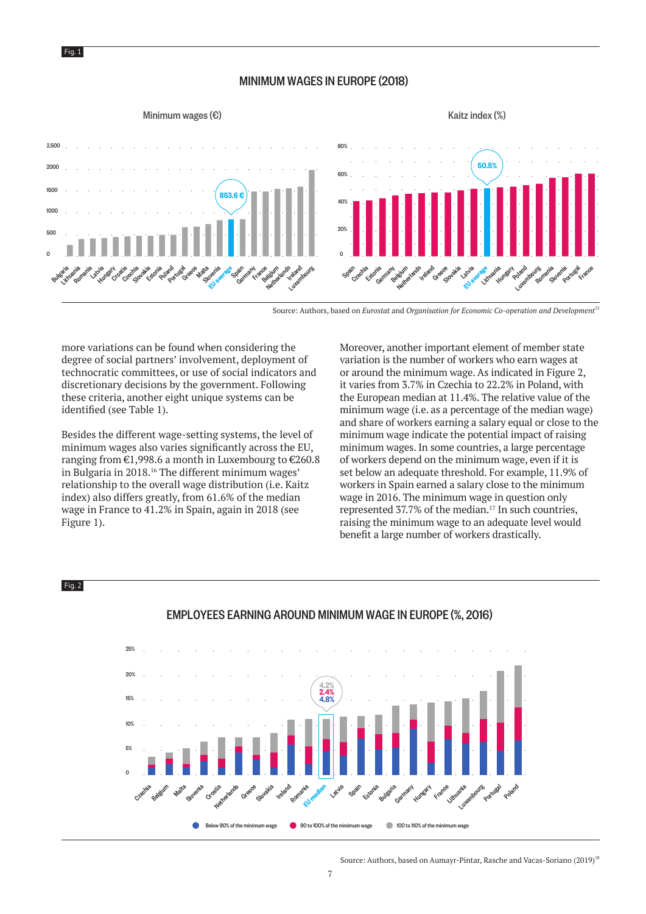Fig. 1

## MINIMUM WAGES IN EUROPE (2018)

Minimum wages (€) — Kaitz index (%)

Source: Authors, based on *Eurostat* and *Organisation for Economic Co-operation and Development*[15]

more variations can be found when considering the degree of social partners' involvement, deployment of technocratic committees, or use of social indicators and discretionary decisions by the government. Following these criteria, another eight unique systems can be identified (see Table 1).

Besides the different wage-setting systems, the level of minimum wages also varies significantly across the EU, ranging from €1,998.6 a month in Luxembourg to €260.8 in Bulgaria in 2018.[16] The different minimum wages' relationship to the overall wage distribution (i.e. Kaitz index) also differs greatly, from 61.6% of the median wage in France to 41.2% in Spain, again in 2018 (see Figure 1).

Moreover, another important element of member state variation is the number of workers who earn wages at or around the minimum wage. As indicated in Figure 2, it varies from 3.7% in Czechia to 22.2% in Poland, with the European median at 11.4%. The relative value of the minimum wage (i.e. as a percentage of the median wage) and share of workers earning a salary equal or close to the minimum wage indicate the potential impact of raising minimum wages. In some countries, a large percentage of workers depend on the minimum wage, even if it is set below an adequate threshold. For example, 11.9% of workers in Spain earned a salary close to the minimum wage in 2016. The minimum wage in question only represented 37.7% of the median.[17] In such countries, raising the minimum wage to an adequate level would benefit a large number of workers drastically.

Fig. 2

## EMPLOYEES EARNING AROUND MINIMUM WAGE IN EUROPE (%, 2016)

Source: Authors, based on Aumayr-Pintar, Rasche and Vacas-Soriano (2019)[18]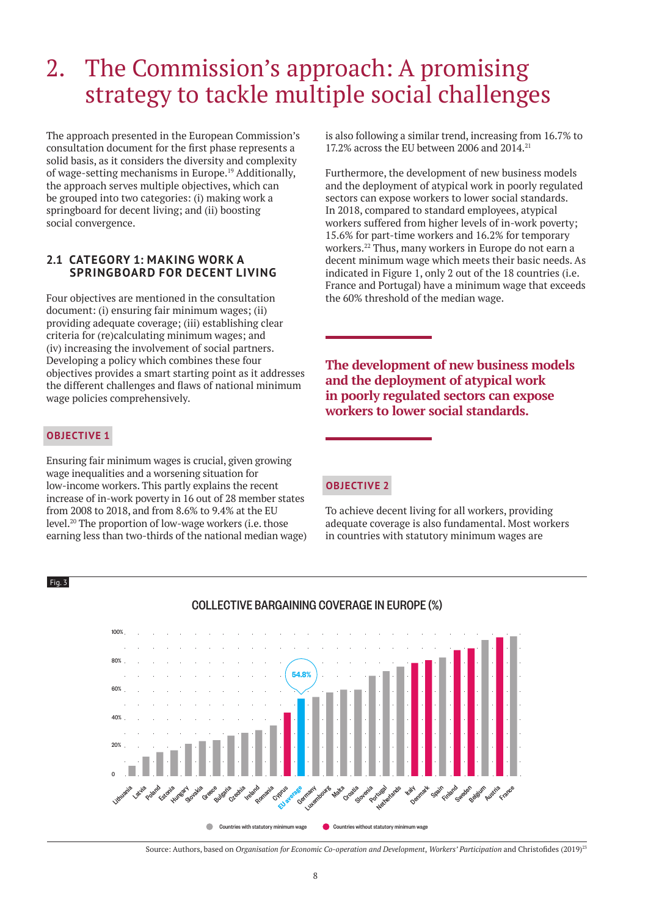# 2. The Commission's approach: A promising strategy to tackle multiple social challenges

The approach presented in the European Commission's consultation document for the first phase represents a solid basis, as it considers the diversity and complexity of wage-setting mechanisms in Europe.[19] Additionally, the approach serves multiple objectives, which can be grouped into two categories: (i) making work a springboard for decent living; and (ii) boosting social convergence.

### 2.1 CATEGORY 1: MAKING WORK A SPRINGBOARD FOR DECENT LIVING

Four objectives are mentioned in the consultation document: (i) ensuring fair minimum wages; (ii) providing adequate coverage; (iii) establishing clear criteria for (re)calculating minimum wages; and (iv) increasing the involvement of social partners. Developing a policy which combines these four objectives provides a smart starting point as it addresses the different challenges and flaws of national minimum wage policies comprehensively.

**OBJECTIVE 1**

Ensuring fair minimum wages is crucial, given growing wage inequalities and a worsening situation for low-income workers. This partly explains the recent increase of in-work poverty in 16 out of 28 member states from 2008 to 2018, and from 8.6% to 9.4% at the EU level.[20] The proportion of low-wage workers (i.e. those earning less than two-thirds of the national median wage) is also following a similar trend, increasing from 16.7% to 17.2% across the EU between 2006 and 2014.[21]

Furthermore, the development of new business models and the deployment of atypical work in poorly regulated sectors can expose workers to lower social standards. In 2018, compared to standard employees, atypical workers suffered from higher levels of in-work poverty; 15.6% for part-time workers and 16.2% for temporary workers.[22] Thus, many workers in Europe do not earn a decent minimum wage which meets their basic needs. As indicated in Figure 1, only 2 out of the 18 countries (i.e. France and Portugal) have a minimum wage that exceeds the 60% threshold of the median wage.

**The development of new business models and the deployment of atypical work in poorly regulated sectors can expose workers to lower social standards.**

**OBJECTIVE 2**

To achieve decent living for all workers, providing adequate coverage is also fundamental. Most workers in countries with statutory minimum wages are

Fig. 3

COLLECTIVE BARGAINING COVERAGE IN EUROPE (%)

Countries (in order): Lithuania, Latvia, Poland, Estonia, Hungary, Slovakia, Greece, Bulgaria, Czechia, Ireland, Romania, Cyprus, EU average (54.8%), Germany, Luxembourg, Malta, Croatia, Slovenia, Portugal, Netherlands, Italy, Denmark, Spain, Finland, Sweden, Belgium, Austria, France

Countries with statutory minimum wage · Countries without statutory minimum wage

Source: Authors, based on *Organisation for Economic Co-operation and Development*, *Workers' Participation* and Christofides (2019)[23]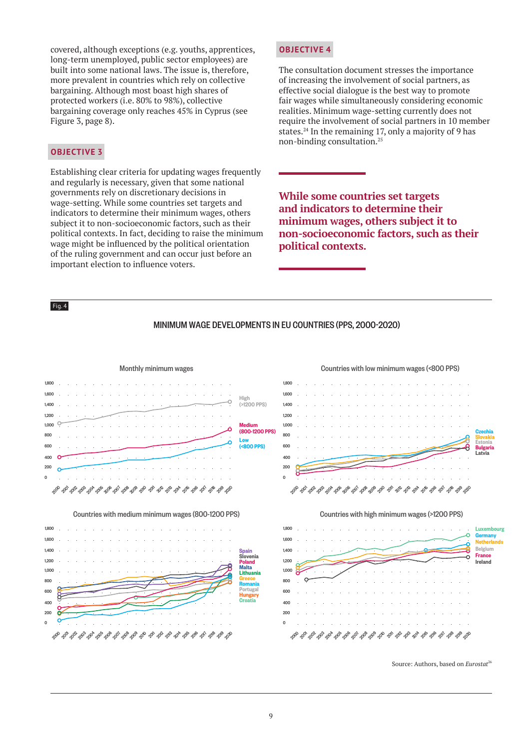covered, although exceptions (e.g. youths, apprentices, long-term unemployed, public sector employees) are built into some national laws. The issue is, therefore, more prevalent in countries which rely on collective bargaining. Although most boast high shares of protected workers (i.e. 80% to 98%), collective bargaining coverage only reaches 45% in Cyprus (see Figure 3, page 8).

### OBJECTIVE 3

Establishing clear criteria for updating wages frequently and regularly is necessary, given that some national governments rely on discretionary decisions in wage-setting. While some countries set targets and indicators to determine their minimum wages, others subject it to non-socioeconomic factors, such as their political contexts. In fact, deciding to raise the minimum wage might be influenced by the political orientation of the ruling government and can occur just before an important election to influence voters.

### OBJECTIVE 4

The consultation document stresses the importance of increasing the involvement of social partners, as effective social dialogue is the best way to promote fair wages while simultaneously considering economic realities. Minimum wage-setting currently does not require the involvement of social partners in 10 member states.[24] In the remaining 17, only a majority of 9 has non-binding consultation.[25]

> **While some countries set targets and indicators to determine their minimum wages, others subject it to non-socioeconomic factors, such as their political contexts.**

Fig. 4

MINIMUM WAGE DEVELOPMENTS IN EU COUNTRIES (PPS, 2000-2020)

Source: Authors, based on *Eurostat*[26]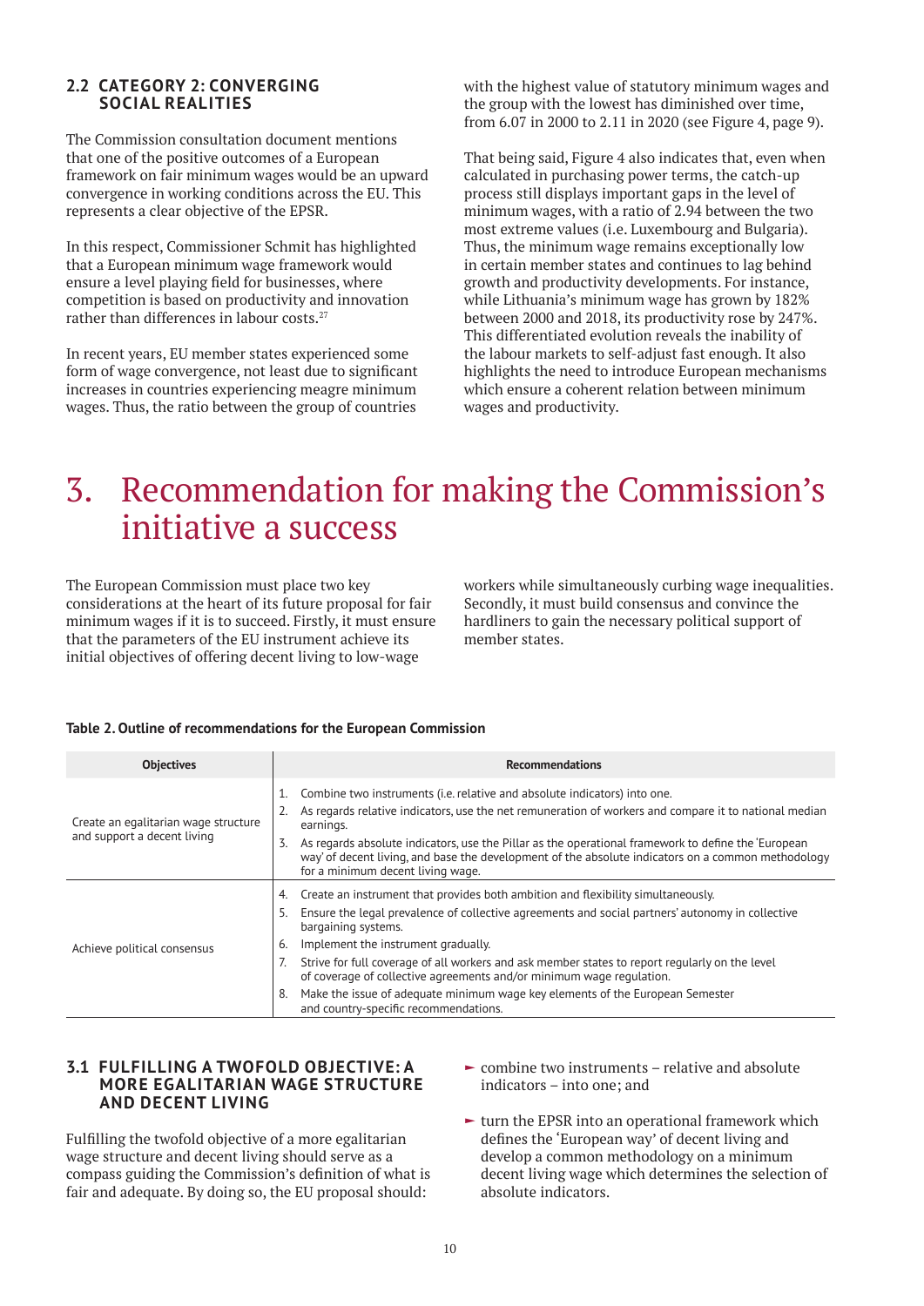### 2.2 CATEGORY 2: CONVERGING SOCIAL REALITIES

The Commission consultation document mentions that one of the positive outcomes of a European framework on fair minimum wages would be an upward convergence in working conditions across the EU. This represents a clear objective of the EPSR.

In this respect, Commissioner Schmit has highlighted that a European minimum wage framework would ensure a level playing field for businesses, where competition is based on productivity and innovation rather than differences in labour costs.[27]

In recent years, EU member states experienced some form of wage convergence, not least due to significant increases in countries experiencing meagre minimum wages. Thus, the ratio between the group of countries with the highest value of statutory minimum wages and the group with the lowest has diminished over time, from 6.07 in 2000 to 2.11 in 2020 (see Figure 4, page 9).

That being said, Figure 4 also indicates that, even when calculated in purchasing power terms, the catch-up process still displays important gaps in the level of minimum wages, with a ratio of 2.94 between the two most extreme values (i.e. Luxembourg and Bulgaria). Thus, the minimum wage remains exceptionally low in certain member states and continues to lag behind growth and productivity developments. For instance, while Lithuania's minimum wage has grown by 182% between 2000 and 2018, its productivity rose by 247%. This differentiated evolution reveals the inability of the labour markets to self-adjust fast enough. It also highlights the need to introduce European mechanisms which ensure a coherent relation between minimum wages and productivity.

# 3. Recommendation for making the Commission's initiative a success

The European Commission must place two key considerations at the heart of its future proposal for fair minimum wages if it is to succeed. Firstly, it must ensure that the parameters of the EU instrument achieve its initial objectives of offering decent living to low-wage workers while simultaneously curbing wage inequalities. Secondly, it must build consensus and convince the hardliners to gain the necessary political support of member states.

**Table 2. Outline of recommendations for the European Commission**

| Objectives | Recommendations |
|---|---|
| Create an egalitarian wage structure and support a decent living | 1. Combine two instruments (i.e. relative and absolute indicators) into one.<br>2. As regards relative indicators, use the net remuneration of workers and compare it to national median earnings.<br>3. As regards absolute indicators, use the Pillar as the operational framework to define the 'European way' of decent living, and base the development of the absolute indicators on a common methodology for a minimum decent living wage. |
| Achieve political consensus | 4. Create an instrument that provides both ambition and flexibility simultaneously.<br>5. Ensure the legal prevalence of collective agreements and social partners' autonomy in collective bargaining systems.<br>6. Implement the instrument gradually.<br>7. Strive for full coverage of all workers and ask member states to report regularly on the level of coverage of collective agreements and/or minimum wage regulation.<br>8. Make the issue of adequate minimum wage key elements of the European Semester and country-specific recommendations. |

### 3.1 FULFILLING A TWOFOLD OBJECTIVE: A MORE EGALITARIAN WAGE STRUCTURE AND DECENT LIVING

Fulfilling the twofold objective of a more egalitarian wage structure and decent living should serve as a compass guiding the Commission's definition of what is fair and adequate. By doing so, the EU proposal should:

- combine two instruments – relative and absolute indicators – into one; and
- turn the EPSR into an operational framework which defines the 'European way' of decent living and develop a common methodology on a minimum decent living wage which determines the selection of absolute indicators.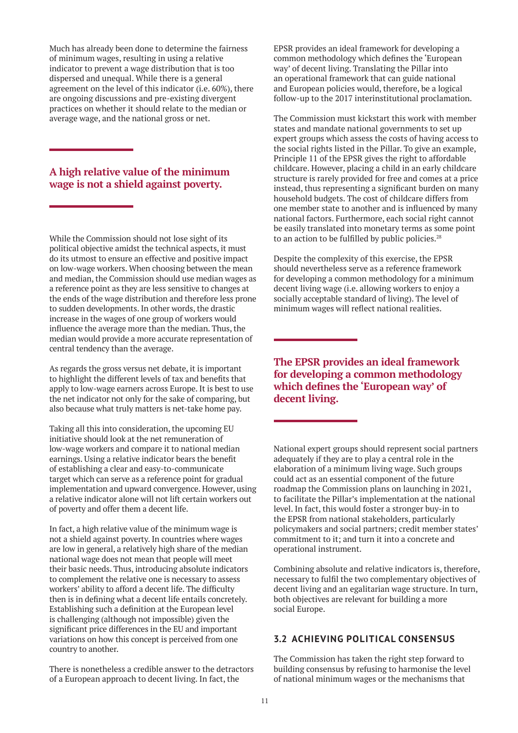Much has already been done to determine the fairness of minimum wages, resulting in using a relative indicator to prevent a wage distribution that is too dispersed and unequal. While there is a general agreement on the level of this indicator (i.e. 60%), there are ongoing discussions and pre-existing divergent practices on whether it should relate to the median or average wage, and the national gross or net.

**A high relative value of the minimum wage is not a shield against poverty.**

While the Commission should not lose sight of its political objective amidst the technical aspects, it must do its utmost to ensure an effective and positive impact on low-wage workers. When choosing between the mean and median, the Commission should use median wages as a reference point as they are less sensitive to changes at the ends of the wage distribution and therefore less prone to sudden developments. In other words, the drastic increase in the wages of one group of workers would influence the average more than the median. Thus, the median would provide a more accurate representation of central tendency than the average.

As regards the gross versus net debate, it is important to highlight the different levels of tax and benefits that apply to low-wage earners across Europe. It is best to use the net indicator not only for the sake of comparing, but also because what truly matters is net-take home pay.

Taking all this into consideration, the upcoming EU initiative should look at the net remuneration of low-wage workers and compare it to national median earnings. Using a relative indicator bears the benefit of establishing a clear and easy-to-communicate target which can serve as a reference point for gradual implementation and upward convergence. However, using a relative indicator alone will not lift certain workers out of poverty and offer them a decent life.

In fact, a high relative value of the minimum wage is not a shield against poverty. In countries where wages are low in general, a relatively high share of the median national wage does not mean that people will meet their basic needs. Thus, introducing absolute indicators to complement the relative one is necessary to assess workers' ability to afford a decent life. The difficulty then is in defining what a decent life entails concretely. Establishing such a definition at the European level is challenging (although not impossible) given the significant price differences in the EU and important variations on how this concept is perceived from one country to another.

There is nonetheless a credible answer to the detractors of a European approach to decent living. In fact, the EPSR provides an ideal framework for developing a common methodology which defines the 'European way' of decent living. Translating the Pillar into an operational framework that can guide national and European policies would, therefore, be a logical follow-up to the 2017 interinstitutional proclamation.

The Commission must kickstart this work with member states and mandate national governments to set up expert groups which assess the costs of having access to the social rights listed in the Pillar. To give an example, Principle 11 of the EPSR gives the right to affordable childcare. However, placing a child in an early childcare structure is rarely provided for free and comes at a price instead, thus representing a significant burden on many household budgets. The cost of childcare differs from one member state to another and is influenced by many national factors. Furthermore, each social right cannot be easily translated into monetary terms as some point to an action to be fulfilled by public policies.[28]

Despite the complexity of this exercise, the EPSR should nevertheless serve as a reference framework for developing a common methodology for a minimum decent living wage (i.e. allowing workers to enjoy a socially acceptable standard of living). The level of minimum wages will reflect national realities.

**The EPSR provides an ideal framework for developing a common methodology which defines the 'European way' of decent living.**

National expert groups should represent social partners adequately if they are to play a central role in the elaboration of a minimum living wage. Such groups could act as an essential component of the future roadmap the Commission plans on launching in 2021, to facilitate the Pillar's implementation at the national level. In fact, this would foster a stronger buy-in to the EPSR from national stakeholders, particularly policymakers and social partners; credit member states' commitment to it; and turn it into a concrete and operational instrument.

Combining absolute and relative indicators is, therefore, necessary to fulfil the two complementary objectives of decent living and an egalitarian wage structure. In turn, both objectives are relevant for building a more social Europe.

### 3.2 ACHIEVING POLITICAL CONSENSUS

The Commission has taken the right step forward to building consensus by refusing to harmonise the level of national minimum wages or the mechanisms that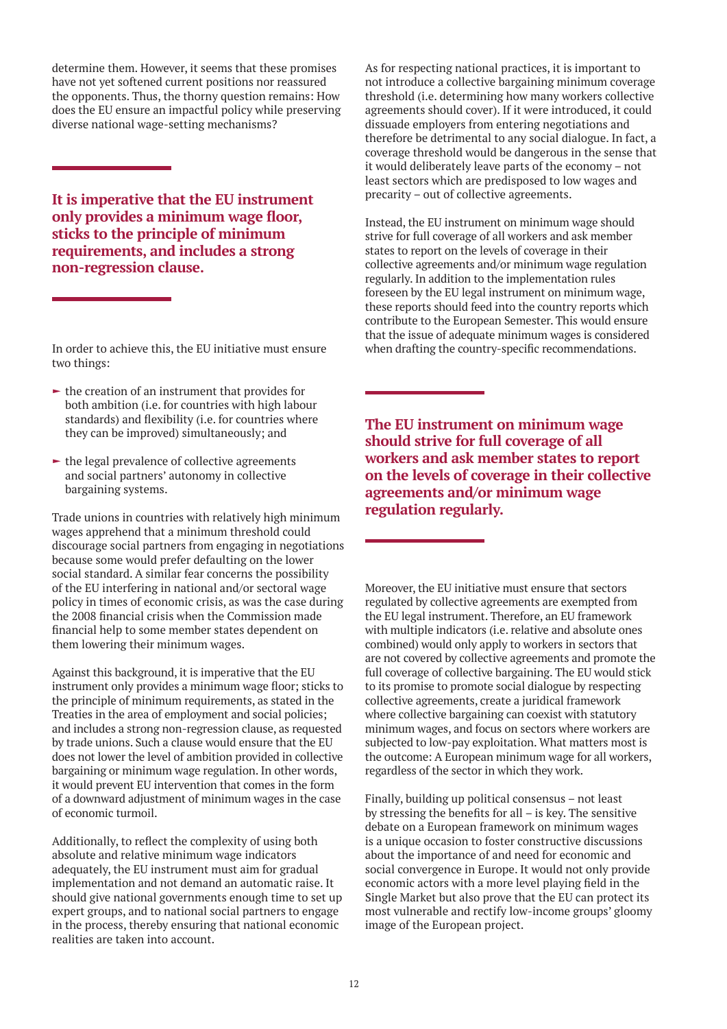determine them. However, it seems that these promises have not yet softened current positions nor reassured the opponents. Thus, the thorny question remains: How does the EU ensure an impactful policy while preserving diverse national wage-setting mechanisms?

**It is imperative that the EU instrument only provides a minimum wage floor, sticks to the principle of minimum requirements, and includes a strong non-regression clause.**

In order to achieve this, the EU initiative must ensure two things:

- the creation of an instrument that provides for both ambition (i.e. for countries with high labour standards) and flexibility (i.e. for countries where they can be improved) simultaneously; and
- the legal prevalence of collective agreements and social partners' autonomy in collective bargaining systems.

Trade unions in countries with relatively high minimum wages apprehend that a minimum threshold could discourage social partners from engaging in negotiations because some would prefer defaulting on the lower social standard. A similar fear concerns the possibility of the EU interfering in national and/or sectoral wage policy in times of economic crisis, as was the case during the 2008 financial crisis when the Commission made financial help to some member states dependent on them lowering their minimum wages.

Against this background, it is imperative that the EU instrument only provides a minimum wage floor; sticks to the principle of minimum requirements, as stated in the Treaties in the area of employment and social policies; and includes a strong non-regression clause, as requested by trade unions. Such a clause would ensure that the EU does not lower the level of ambition provided in collective bargaining or minimum wage regulation. In other words, it would prevent EU intervention that comes in the form of a downward adjustment of minimum wages in the case of economic turmoil.

Additionally, to reflect the complexity of using both absolute and relative minimum wage indicators adequately, the EU instrument must aim for gradual implementation and not demand an automatic raise. It should give national governments enough time to set up expert groups, and to national social partners to engage in the process, thereby ensuring that national economic realities are taken into account.

As for respecting national practices, it is important to not introduce a collective bargaining minimum coverage threshold (i.e. determining how many workers collective agreements should cover). If it were introduced, it could dissuade employers from entering negotiations and therefore be detrimental to any social dialogue. In fact, a coverage threshold would be dangerous in the sense that it would deliberately leave parts of the economy – not least sectors which are predisposed to low wages and precarity – out of collective agreements.

Instead, the EU instrument on minimum wage should strive for full coverage of all workers and ask member states to report on the levels of coverage in their collective agreements and/or minimum wage regulation regularly. In addition to the implementation rules foreseen by the EU legal instrument on minimum wage, these reports should feed into the country reports which contribute to the European Semester. This would ensure that the issue of adequate minimum wages is considered when drafting the country-specific recommendations.

**The EU instrument on minimum wage should strive for full coverage of all workers and ask member states to report on the levels of coverage in their collective agreements and/or minimum wage regulation regularly.**

Moreover, the EU initiative must ensure that sectors regulated by collective agreements are exempted from the EU legal instrument. Therefore, an EU framework with multiple indicators (i.e. relative and absolute ones combined) would only apply to workers in sectors that are not covered by collective agreements and promote the full coverage of collective bargaining. The EU would stick to its promise to promote social dialogue by respecting collective agreements, create a juridical framework where collective bargaining can coexist with statutory minimum wages, and focus on sectors where workers are subjected to low-pay exploitation. What matters most is the outcome: A European minimum wage for all workers, regardless of the sector in which they work.

Finally, building up political consensus – not least by stressing the benefits for all – is key. The sensitive debate on a European framework on minimum wages is a unique occasion to foster constructive discussions about the importance of and need for economic and social convergence in Europe. It would not only provide economic actors with a more level playing field in the Single Market but also prove that the EU can protect its most vulnerable and rectify low-income groups' gloomy image of the European project.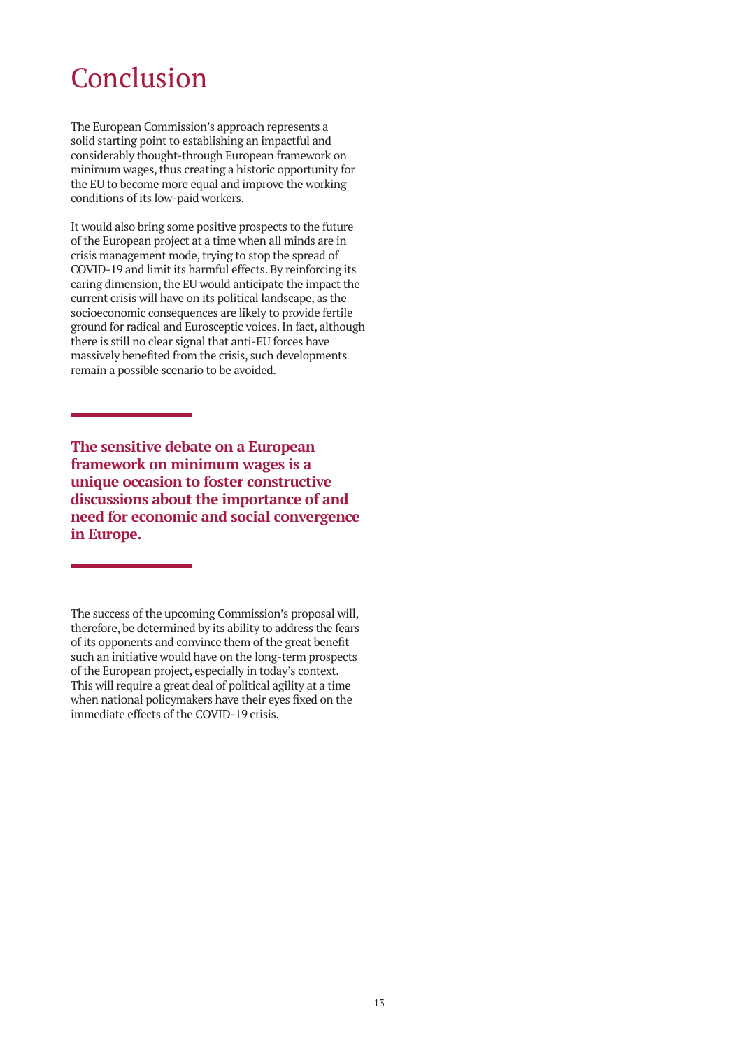# Conclusion

The European Commission's approach represents a solid starting point to establishing an impactful and considerably thought-through European framework on minimum wages, thus creating a historic opportunity for the EU to become more equal and improve the working conditions of its low-paid workers.

It would also bring some positive prospects to the future of the European project at a time when all minds are in crisis management mode, trying to stop the spread of COVID-19 and limit its harmful effects. By reinforcing its caring dimension, the EU would anticipate the impact the current crisis will have on its political landscape, as the socioeconomic consequences are likely to provide fertile ground for radical and Eurosceptic voices. In fact, although there is still no clear signal that anti-EU forces have massively benefited from the crisis, such developments remain a possible scenario to be avoided.

**The sensitive debate on a European framework on minimum wages is a unique occasion to foster constructive discussions about the importance of and need for economic and social convergence in Europe.**

The success of the upcoming Commission's proposal will, therefore, be determined by its ability to address the fears of its opponents and convince them of the great benefit such an initiative would have on the long-term prospects of the European project, especially in today's context. This will require a great deal of political agility at a time when national policymakers have their eyes fixed on the immediate effects of the COVID-19 crisis.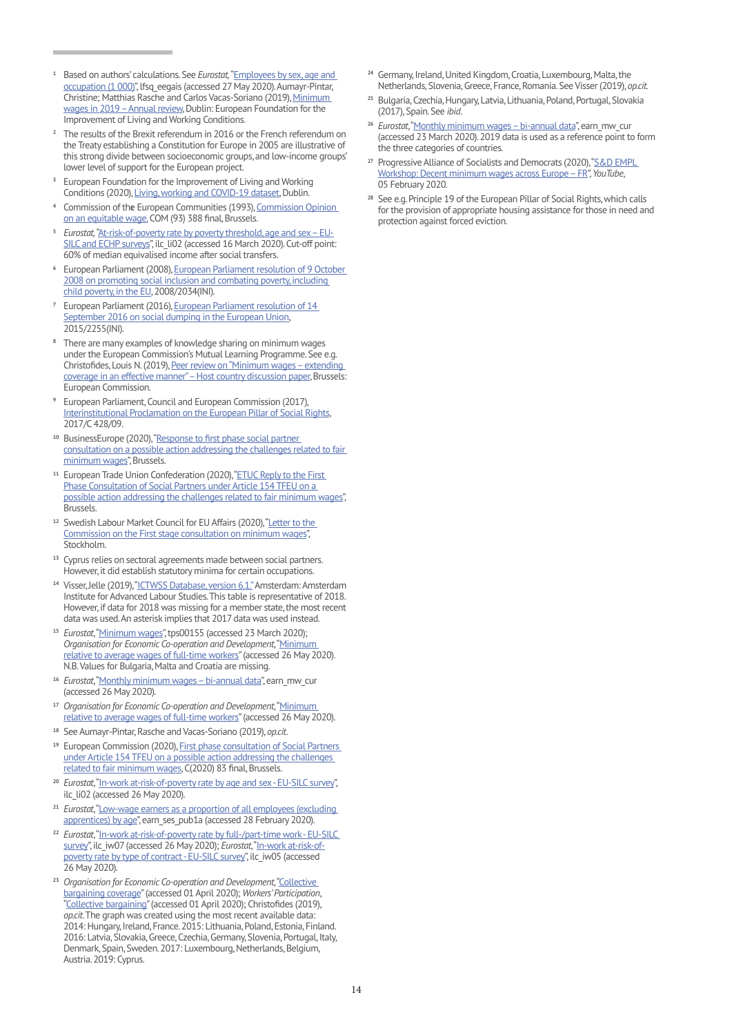1. Based on authors' calculations. See *Eurostat*, "Employees by sex, age and occupation (1 000)", lfsq_eegais (accessed 27 May 2020). Aumayr-Pintar, Christine; Matthias Rasche and Carlos Vacas-Soriano (2019), Minimum wages in 2019 – Annual review, Dublin: European Foundation for the Improvement of Living and Working Conditions.
2. The results of the Brexit referendum in 2016 or the French referendum on the Treaty establishing a Constitution for Europe in 2005 are illustrative of this strong divide between socioeconomic groups, and low-income groups' lower level of support for the European project.
3. European Foundation for the Improvement of Living and Working Conditions (2020), Living, working and COVID-19 dataset, Dublin.
4. Commission of the European Communities (1993), Commission Opinion on an equitable wage, COM (93) 388 final, Brussels.
5. *Eurostat*, "At-risk-of-poverty rate by poverty threshold, age and sex – EU-SILC and ECHP surveys", ilc_li02 (accessed 16 March 2020). Cut-off point: 60% of median equivalised income after social transfers.
6. European Parliament (2008), European Parliament resolution of 9 October 2008 on promoting social inclusion and combating poverty, including child poverty, in the EU, 2008/2034(INI).
7. European Parliament (2016), European Parliament resolution of 14 September 2016 on social dumping in the European Union, 2015/2255(INI).
8. There are many examples of knowledge sharing on minimum wages under the European Commission's Mutual Learning Programme. See e.g. Christofides, Louis N. (2019), Peer review on "Minimum wages – extending coverage in an effective manner" – Host country discussion paper, Brussels: European Commission.
9. European Parliament, Council and European Commission (2017), Interinstitutional Proclamation on the European Pillar of Social Rights, 2017/C 428/09.
10. BusinessEurope (2020), "Response to first phase social partner consultation on a possible action addressing the challenges related to fair minimum wages", Brussels.
11. European Trade Union Confederation (2020), "ETUC Reply to the First Phase Consultation of Social Partners under Article 154 TFEU on a possible action addressing the challenges related to fair minimum wages", Brussels.
12. Swedish Labour Market Council for EU Affairs (2020), "Letter to the Commission on the First stage consultation on minimum wages", Stockholm.
13. Cyprus relies on sectoral agreements made between social partners. However, it did establish statutory minima for certain occupations.
14. Visser, Jelle (2019), "ICTWSS Database, version 6.1." Amsterdam: Amsterdam Institute for Advanced Labour Studies. This table is representative of 2018. However, if data for 2018 was missing for a member state, the most recent data was used. An asterisk implies that 2017 data was used instead.
15. *Eurostat*, "Minimum wages", tps00155 (accessed 23 March 2020); *Organisation for Economic Co-operation and Development*, "Minimum relative to average wages of full-time workers" (accessed 26 May 2020). N.B. Values for Bulgaria, Malta and Croatia are missing.
16. *Eurostat*, "Monthly minimum wages – bi-annual data", earn_mw_cur (accessed 26 May 2020).
17. *Organisation for Economic Co-operation and Development*, "Minimum relative to average wages of full-time workers" (accessed 26 May 2020).
18. See Aumayr-Pintar, Rasche and Vacas-Soriano (2019), *op.cit.*
19. European Commission (2020), First phase consultation of Social Partners under Article 154 TFEU on a possible action addressing the challenges related to fair minimum wages, C(2020) 83 final, Brussels.
20. *Eurostat*, "In-work at-risk-of-poverty rate by age and sex - EU-SILC survey", ilc_li02 (accessed 26 May 2020).
21. *Eurostat*, "Low-wage earners as a proportion of all employees (excluding apprentices) by age", earn_ses_pub1a (accessed 28 February 2020).
22. *Eurostat*, "In-work at-risk-of-poverty rate by full-/part-time work - EU-SILC survey", ilc_iw07 (accessed 26 May 2020); *Eurostat*, "In-work at-risk-of-poverty rate by type of contract - EU-SILC survey", ilc_iw05 (accessed 26 May 2020).
23. *Organisation for Economic Co-operation and Development*, "Collective bargaining coverage" (accessed 01 April 2020); *Workers' Participation*, "Collective bargaining" (accessed 01 April 2020); Christofides (2019), *op.cit.* The graph was created using the most recent available data: 2014: Hungary, Ireland, France. 2015: Lithuania, Poland, Estonia, Finland. 2016: Latvia, Slovakia, Greece, Czechia, Germany, Slovenia, Portugal, Italy, Denmark, Spain, Sweden. 2017: Luxembourg, Netherlands, Belgium, Austria. 2019: Cyprus.
24. Germany, Ireland, United Kingdom, Croatia, Luxembourg, Malta, the Netherlands, Slovenia, Greece, France, Romania. See Visser (2019), *op.cit.*
25. Bulgaria, Czechia, Hungary, Latvia, Lithuania, Poland, Portugal, Slovakia (2017), Spain. See *ibid.*
26. *Eurostat*, "Monthly minimum wages – bi-annual data", earn_mw_cur (accessed 23 March 2020). 2019 data is used as a reference point to form the three categories of countries.
27. Progressive Alliance of Socialists and Democrats (2020), "S&D EMPL Workshop: Decent minimum wages across Europe – FR", *YouTube*, 05 February 2020.
28. See e.g. Principle 19 of the European Pillar of Social Rights, which calls for the provision of appropriate housing assistance for those in need and protection against forced eviction.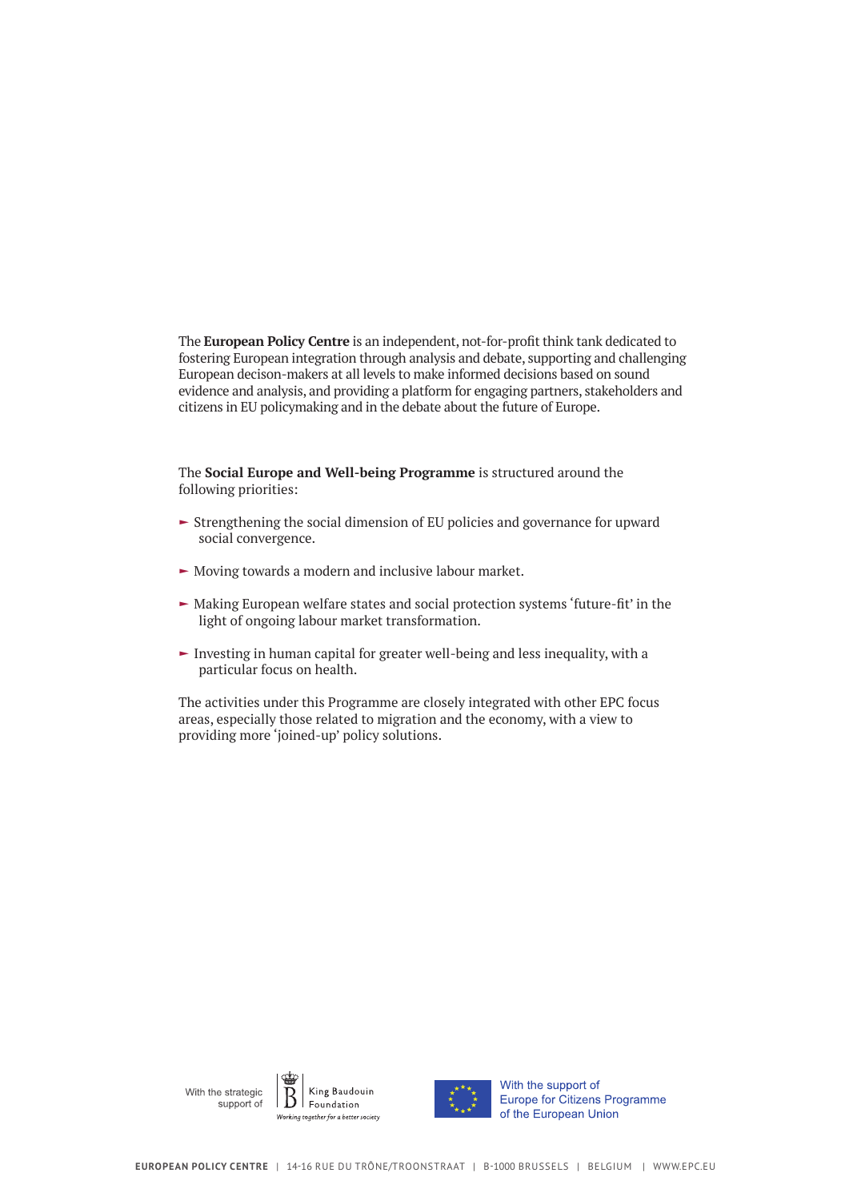The **European Policy Centre** is an independent, not-for-profit think tank dedicated to fostering European integration through analysis and debate, supporting and challenging European decison-makers at all levels to make informed decisions based on sound evidence and analysis, and providing a platform for engaging partners, stakeholders and citizens in EU policymaking and in the debate about the future of Europe.

The **Social Europe and Well-being Programme** is structured around the following priorities:

- Strengthening the social dimension of EU policies and governance for upward social convergence.
- Moving towards a modern and inclusive labour market.
- Making European welfare states and social protection systems 'future-fit' in the light of ongoing labour market transformation.
- Investing in human capital for greater well-being and less inequality, with a particular focus on health.

The activities under this Programme are closely integrated with other EPC focus areas, especially those related to migration and the economy, with a view to providing more 'joined-up' policy solutions.

With the strategic support of King Baudouin Foundation — *Working together for a better society*

With the support of Europe for Citizens Programme of the European Union

**EUROPEAN POLICY CENTRE** | 14-16 RUE DU TRÔNE/TROONSTRAAT | B-1000 BRUSSELS | BELGIUM | WWW.EPC.EU